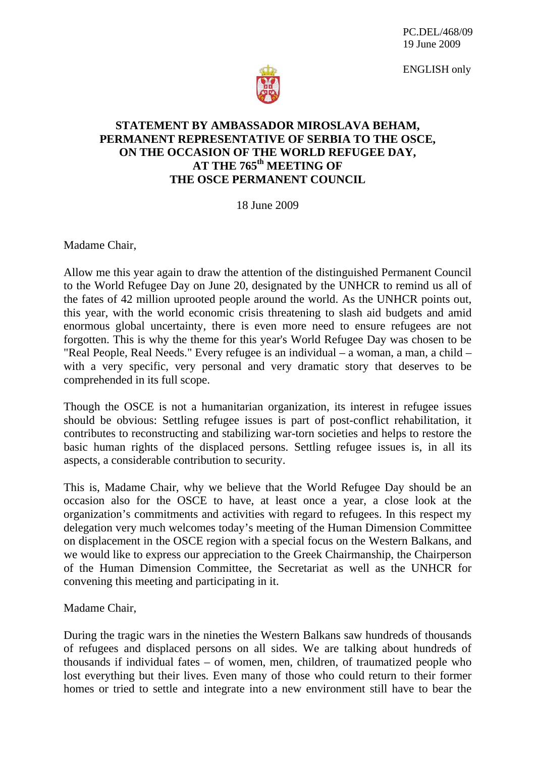PC.DEL/468/09
19 June 2009

ENGLISH only

**STATEMENT BY AMBASSADOR MIROSLAVA BEHAM, PERMANENT REPRESENTATIVE OF SERBIA TO THE OSCE, ON THE OCCASION OF THE WORLD REFUGEE DAY, AT THE 765th MEETING OF THE OSCE PERMANENT COUNCIL**

18 June 2009

Madame Chair,

Allow me this year again to draw the attention of the distinguished Permanent Council to the World Refugee Day on June 20, designated by the UNHCR to remind us all of the fates of 42 million uprooted people around the world. As the UNHCR points out, this year, with the world economic crisis threatening to slash aid budgets and amid enormous global uncertainty, there is even more need to ensure refugees are not forgotten. This is why the theme for this year's World Refugee Day was chosen to be "Real People, Real Needs." Every refugee is an individual – a woman, a man, a child – with a very specific, very personal and very dramatic story that deserves to be comprehended in its full scope.

Though the OSCE is not a humanitarian organization, its interest in refugee issues should be obvious: Settling refugee issues is part of post-conflict rehabilitation, it contributes to reconstructing and stabilizing war-torn societies and helps to restore the basic human rights of the displaced persons. Settling refugee issues is, in all its aspects, a considerable contribution to security.

This is, Madame Chair, why we believe that the World Refugee Day should be an occasion also for the OSCE to have, at least once a year, a close look at the organization's commitments and activities with regard to refugees. In this respect my delegation very much welcomes today's meeting of the Human Dimension Committee on displacement in the OSCE region with a special focus on the Western Balkans, and we would like to express our appreciation to the Greek Chairmanship, the Chairperson of the Human Dimension Committee, the Secretariat as well as the UNHCR for convening this meeting and participating in it.

Madame Chair,

During the tragic wars in the nineties the Western Balkans saw hundreds of thousands of refugees and displaced persons on all sides. We are talking about hundreds of thousands if individual fates – of women, men, children, of traumatized people who lost everything but their lives. Even many of those who could return to their former homes or tried to settle and integrate into a new environment still have to bear the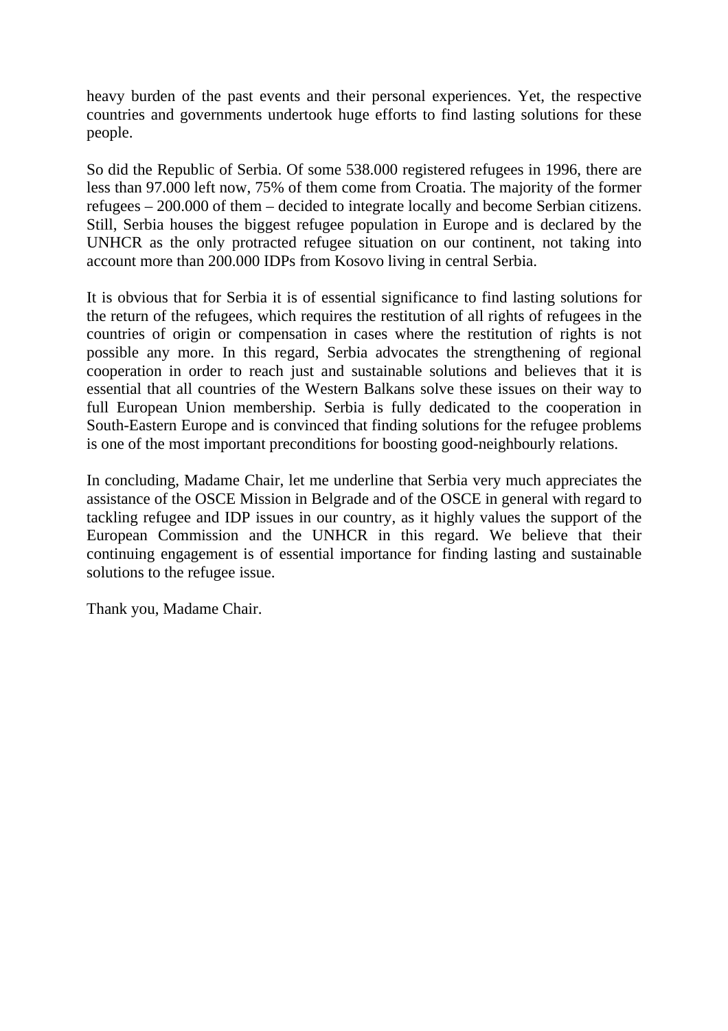heavy burden of the past events and their personal experiences. Yet, the respective countries and governments undertook huge efforts to find lasting solutions for these people.

So did the Republic of Serbia. Of some 538.000 registered refugees in 1996, there are less than 97.000 left now, 75% of them come from Croatia. The majority of the former refugees – 200.000 of them – decided to integrate locally and become Serbian citizens. Still, Serbia houses the biggest refugee population in Europe and is declared by the UNHCR as the only protracted refugee situation on our continent, not taking into account more than 200.000 IDPs from Kosovo living in central Serbia.

It is obvious that for Serbia it is of essential significance to find lasting solutions for the return of the refugees, which requires the restitution of all rights of refugees in the countries of origin or compensation in cases where the restitution of rights is not possible any more. In this regard, Serbia advocates the strengthening of regional cooperation in order to reach just and sustainable solutions and believes that it is essential that all countries of the Western Balkans solve these issues on their way to full European Union membership. Serbia is fully dedicated to the cooperation in South-Eastern Europe and is convinced that finding solutions for the refugee problems is one of the most important preconditions for boosting good-neighbourly relations.

In concluding, Madame Chair, let me underline that Serbia very much appreciates the assistance of the OSCE Mission in Belgrade and of the OSCE in general with regard to tackling refugee and IDP issues in our country, as it highly values the support of the European Commission and the UNHCR in this regard. We believe that their continuing engagement is of essential importance for finding lasting and sustainable solutions to the refugee issue.

Thank you, Madame Chair.